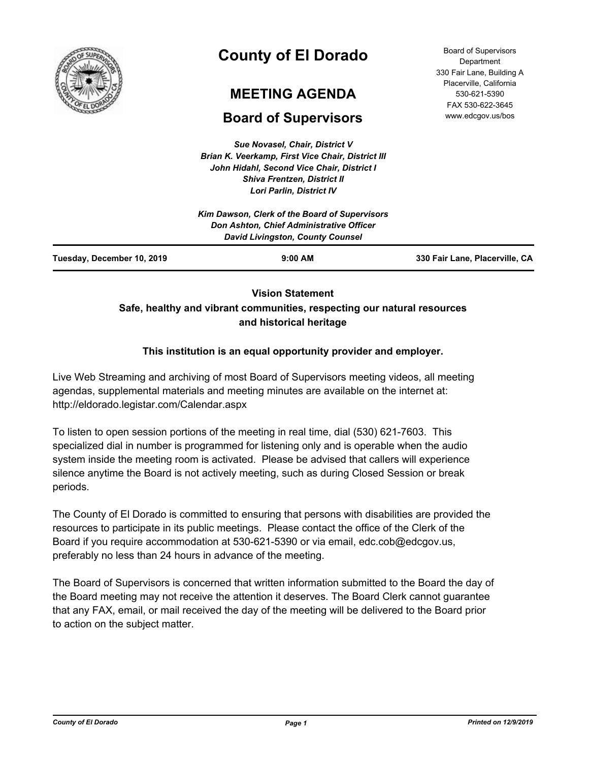# County of El Dorado

## MEETING AGENDA

## Board of Supervisors

Board of Supervisors Department
330 Fair Lane, Building A
Placerville, California
530-621-5390
FAX 530-622-3645
www.edcgov.us/bos

*Sue Novasel, Chair, District V*
*Brian K. Veerkamp, First Vice Chair, District III*
*John Hidahl, Second Vice Chair, District I*
*Shiva Frentzen, District II*
*Lori Parlin, District IV*

*Kim Dawson, Clerk of the Board of Supervisors*
*Don Ashton, Chief Administrative Officer*
*David Livingston, County Counsel*

**Tuesday, December 10, 2019** | **9:00 AM** | **330 Fair Lane, Placerville, CA**

**Vision Statement**
**Safe, healthy and vibrant communities, respecting our natural resources and historical heritage**

**This institution is an equal opportunity provider and employer.**

Live Web Streaming and archiving of most Board of Supervisors meeting videos, all meeting agendas, supplemental materials and meeting minutes are available on the internet at: http://eldorado.legistar.com/Calendar.aspx

To listen to open session portions of the meeting in real time, dial (530) 621-7603. This specialized dial in number is programmed for listening only and is operable when the audio system inside the meeting room is activated. Please be advised that callers will experience silence anytime the Board is not actively meeting, such as during Closed Session or break periods.

The County of El Dorado is committed to ensuring that persons with disabilities are provided the resources to participate in its public meetings. Please contact the office of the Clerk of the Board if you require accommodation at 530-621-5390 or via email, edc.cob@edcgov.us, preferably no less than 24 hours in advance of the meeting.

The Board of Supervisors is concerned that written information submitted to the Board the day of the Board meeting may not receive the attention it deserves. The Board Clerk cannot guarantee that any FAX, email, or mail received the day of the meeting will be delivered to the Board prior to action on the subject matter.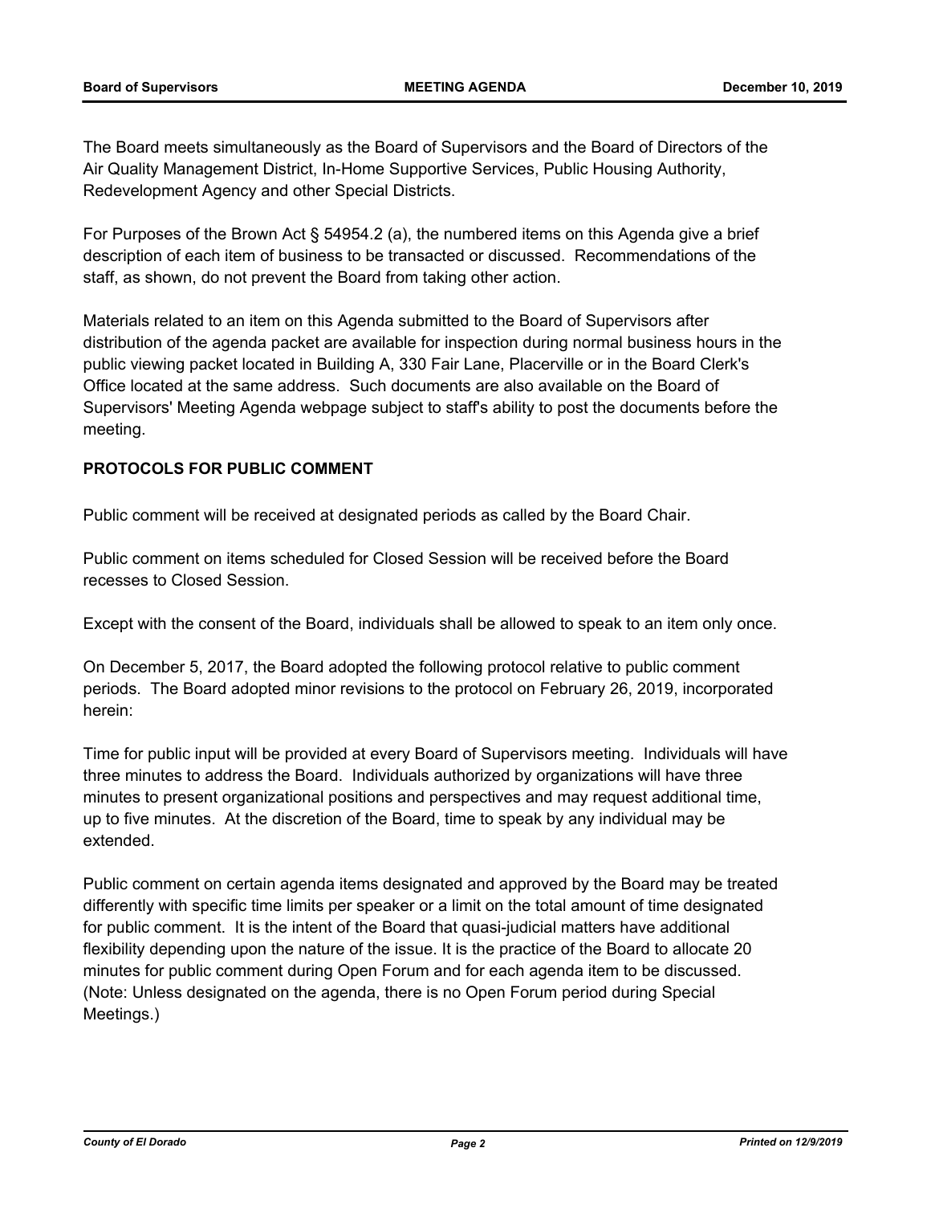The Board meets simultaneously as the Board of Supervisors and the Board of Directors of the Air Quality Management District, In-Home Supportive Services, Public Housing Authority, Redevelopment Agency and other Special Districts.

For Purposes of the Brown Act § 54954.2 (a), the numbered items on this Agenda give a brief description of each item of business to be transacted or discussed. Recommendations of the staff, as shown, do not prevent the Board from taking other action.

Materials related to an item on this Agenda submitted to the Board of Supervisors after distribution of the agenda packet are available for inspection during normal business hours in the public viewing packet located in Building A, 330 Fair Lane, Placerville or in the Board Clerk's Office located at the same address. Such documents are also available on the Board of Supervisors' Meeting Agenda webpage subject to staff's ability to post the documents before the meeting.

**PROTOCOLS FOR PUBLIC COMMENT**

Public comment will be received at designated periods as called by the Board Chair.

Public comment on items scheduled for Closed Session will be received before the Board recesses to Closed Session.

Except with the consent of the Board, individuals shall be allowed to speak to an item only once.

On December 5, 2017, the Board adopted the following protocol relative to public comment periods. The Board adopted minor revisions to the protocol on February 26, 2019, incorporated herein:

Time for public input will be provided at every Board of Supervisors meeting. Individuals will have three minutes to address the Board. Individuals authorized by organizations will have three minutes to present organizational positions and perspectives and may request additional time, up to five minutes. At the discretion of the Board, time to speak by any individual may be extended.

Public comment on certain agenda items designated and approved by the Board may be treated differently with specific time limits per speaker or a limit on the total amount of time designated for public comment. It is the intent of the Board that quasi-judicial matters have additional flexibility depending upon the nature of the issue. It is the practice of the Board to allocate 20 minutes for public comment during Open Forum and for each agenda item to be discussed. (Note: Unless designated on the agenda, there is no Open Forum period during Special Meetings.)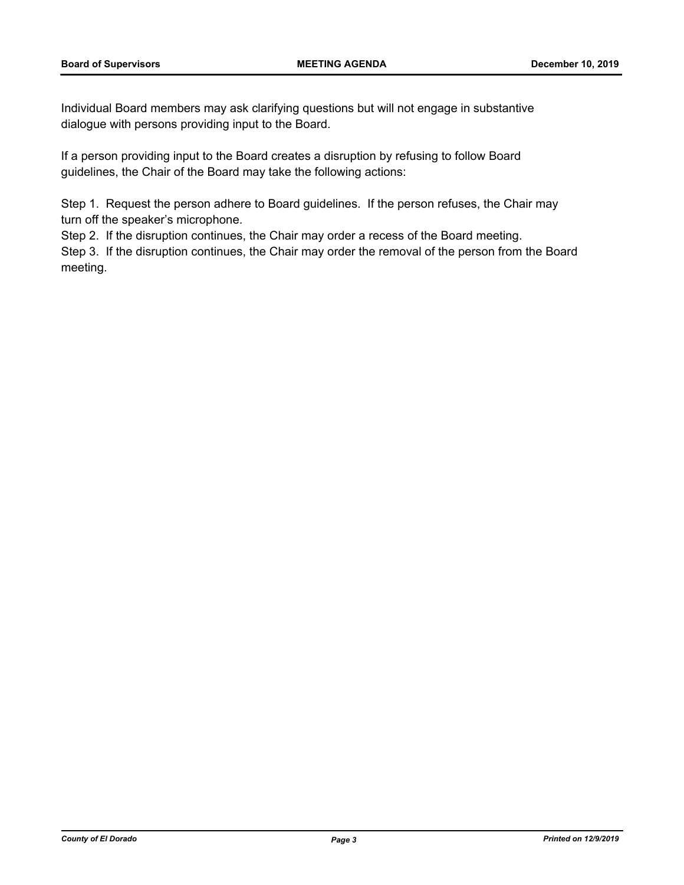Individual Board members may ask clarifying questions but will not engage in substantive dialogue with persons providing input to the Board.

If a person providing input to the Board creates a disruption by refusing to follow Board guidelines, the Chair of the Board may take the following actions:

Step 1. Request the person adhere to Board guidelines. If the person refuses, the Chair may turn off the speaker's microphone.

Step 2. If the disruption continues, the Chair may order a recess of the Board meeting.

Step 3. If the disruption continues, the Chair may order the removal of the person from the Board meeting.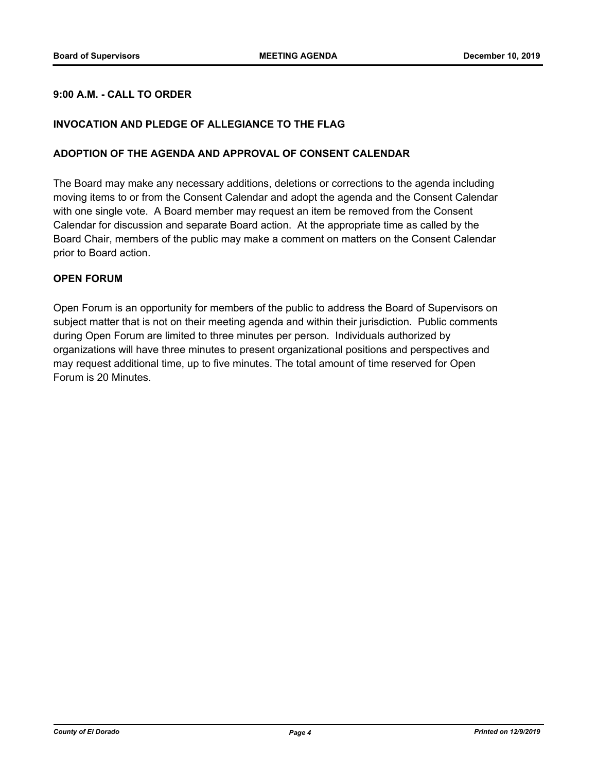**9:00 A.M. - CALL TO ORDER**

**INVOCATION AND PLEDGE OF ALLEGIANCE TO THE FLAG**

**ADOPTION OF THE AGENDA AND APPROVAL OF CONSENT CALENDAR**

The Board may make any necessary additions, deletions or corrections to the agenda including moving items to or from the Consent Calendar and adopt the agenda and the Consent Calendar with one single vote. A Board member may request an item be removed from the Consent Calendar for discussion and separate Board action. At the appropriate time as called by the Board Chair, members of the public may make a comment on matters on the Consent Calendar prior to Board action.

**OPEN FORUM**

Open Forum is an opportunity for members of the public to address the Board of Supervisors on subject matter that is not on their meeting agenda and within their jurisdiction. Public comments during Open Forum are limited to three minutes per person. Individuals authorized by organizations will have three minutes to present organizational positions and perspectives and may request additional time, up to five minutes. The total amount of time reserved for Open Forum is 20 Minutes.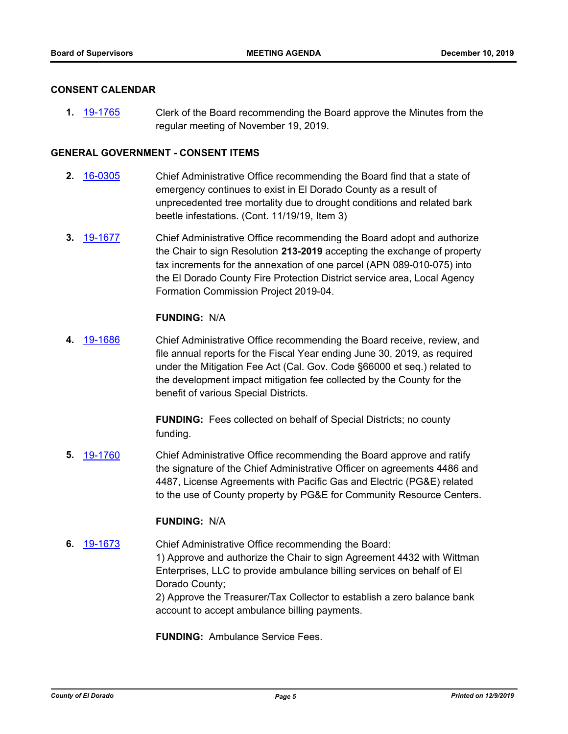## CONSENT CALENDAR

**1.** 19-1765 Clerk of the Board recommending the Board approve the Minutes from the regular meeting of November 19, 2019.

## GENERAL GOVERNMENT - CONSENT ITEMS

**2.** 16-0305 Chief Administrative Office recommending the Board find that a state of emergency continues to exist in El Dorado County as a result of unprecedented tree mortality due to drought conditions and related bark beetle infestations. (Cont. 11/19/19, Item 3)

**3.** 19-1677 Chief Administrative Office recommending the Board adopt and authorize the Chair to sign Resolution **213-2019** accepting the exchange of property tax increments for the annexation of one parcel (APN 089-010-075) into the El Dorado County Fire Protection District service area, Local Agency Formation Commission Project 2019-04.

**FUNDING:** N/A

**4.** 19-1686 Chief Administrative Office recommending the Board receive, review, and file annual reports for the Fiscal Year ending June 30, 2019, as required under the Mitigation Fee Act (Cal. Gov. Code §66000 et seq.) related to the development impact mitigation fee collected by the County for the benefit of various Special Districts.

**FUNDING:** Fees collected on behalf of Special Districts; no county funding.

**5.** 19-1760 Chief Administrative Office recommending the Board approve and ratify the signature of the Chief Administrative Officer on agreements 4486 and 4487, License Agreements with Pacific Gas and Electric (PG&E) related to the use of County property by PG&E for Community Resource Centers.

**FUNDING:** N/A

**6.** 19-1673 Chief Administrative Office recommending the Board:
1) Approve and authorize the Chair to sign Agreement 4432 with Wittman Enterprises, LLC to provide ambulance billing services on behalf of El Dorado County;
2) Approve the Treasurer/Tax Collector to establish a zero balance bank account to accept ambulance billing payments.

**FUNDING:** Ambulance Service Fees.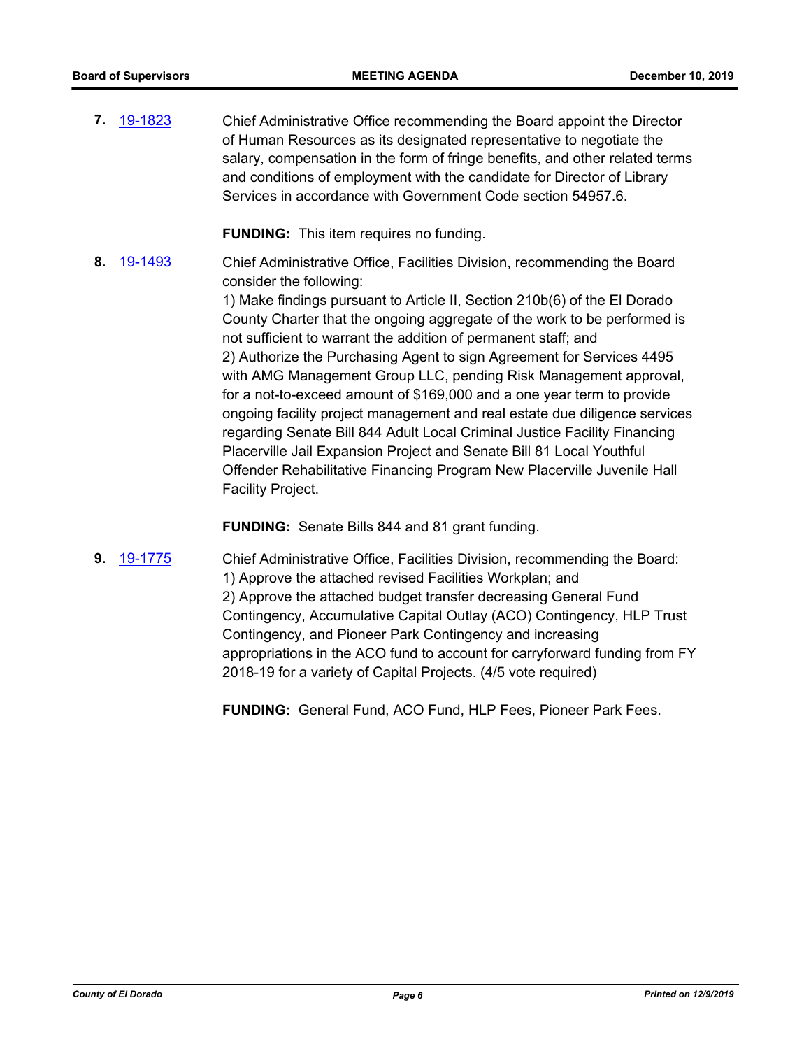**7.** 19-1823 Chief Administrative Office recommending the Board appoint the Director of Human Resources as its designated representative to negotiate the salary, compensation in the form of fringe benefits, and other related terms and conditions of employment with the candidate for Director of Library Services in accordance with Government Code section 54957.6.

**FUNDING:** This item requires no funding.

**8.** 19-1493 Chief Administrative Office, Facilities Division, recommending the Board consider the following:
1) Make findings pursuant to Article II, Section 210b(6) of the El Dorado County Charter that the ongoing aggregate of the work to be performed is not sufficient to warrant the addition of permanent staff; and
2) Authorize the Purchasing Agent to sign Agreement for Services 4495 with AMG Management Group LLC, pending Risk Management approval, for a not-to-exceed amount of $169,000 and a one year term to provide ongoing facility project management and real estate due diligence services regarding Senate Bill 844 Adult Local Criminal Justice Facility Financing Placerville Jail Expansion Project and Senate Bill 81 Local Youthful Offender Rehabilitative Financing Program New Placerville Juvenile Hall Facility Project.

**FUNDING:** Senate Bills 844 and 81 grant funding.

**9.** 19-1775 Chief Administrative Office, Facilities Division, recommending the Board:
1) Approve the attached revised Facilities Workplan; and
2) Approve the attached budget transfer decreasing General Fund Contingency, Accumulative Capital Outlay (ACO) Contingency, HLP Trust Contingency, and Pioneer Park Contingency and increasing appropriations in the ACO fund to account for carryforward funding from FY 2018-19 for a variety of Capital Projects. (4/5 vote required)

**FUNDING:** General Fund, ACO Fund, HLP Fees, Pioneer Park Fees.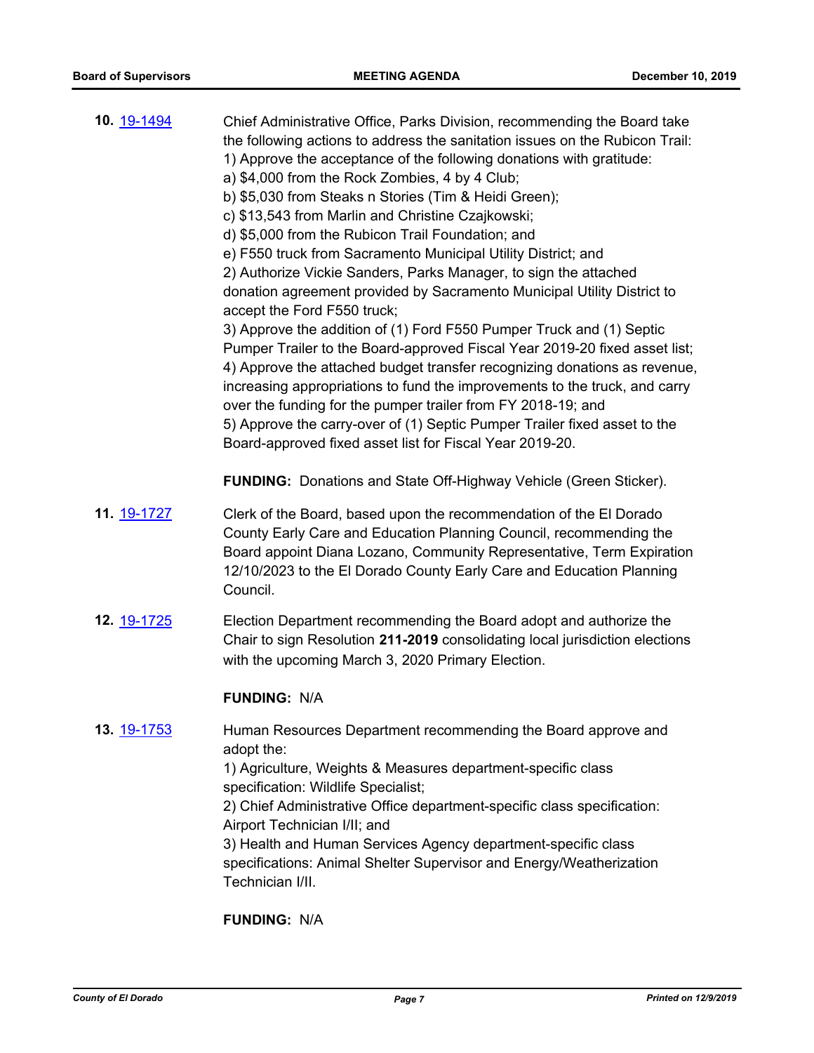**10.** [19-1494](#)

Chief Administrative Office, Parks Division, recommending the Board take the following actions to address the sanitation issues on the Rubicon Trail:
1) Approve the acceptance of the following donations with gratitude:
a) $4,000 from the Rock Zombies, 4 by 4 Club;
b) $5,030 from Steaks n Stories (Tim & Heidi Green);
c) $13,543 from Marlin and Christine Czajkowski;
d) $5,000 from the Rubicon Trail Foundation; and
e) F550 truck from Sacramento Municipal Utility District; and
2) Authorize Vickie Sanders, Parks Manager, to sign the attached donation agreement provided by Sacramento Municipal Utility District to accept the Ford F550 truck;
3) Approve the addition of (1) Ford F550 Pumper Truck and (1) Septic Pumper Trailer to the Board-approved Fiscal Year 2019-20 fixed asset list;
4) Approve the attached budget transfer recognizing donations as revenue, increasing appropriations to fund the improvements to the truck, and carry over the funding for the pumper trailer from FY 2018-19; and
5) Approve the carry-over of (1) Septic Pumper Trailer fixed asset to the Board-approved fixed asset list for Fiscal Year 2019-20.

**FUNDING:** Donations and State Off-Highway Vehicle (Green Sticker).

**11.** [19-1727](#)

Clerk of the Board, based upon the recommendation of the El Dorado County Early Care and Education Planning Council, recommending the Board appoint Diana Lozano, Community Representative, Term Expiration 12/10/2023 to the El Dorado County Early Care and Education Planning Council.

**12.** [19-1725](#)

Election Department recommending the Board adopt and authorize the Chair to sign Resolution **211-2019** consolidating local jurisdiction elections with the upcoming March 3, 2020 Primary Election.

**FUNDING:** N/A

**13.** [19-1753](#)

Human Resources Department recommending the Board approve and adopt the:
1) Agriculture, Weights & Measures department-specific class specification: Wildlife Specialist;
2) Chief Administrative Office department-specific class specification: Airport Technician I/II; and
3) Health and Human Services Agency department-specific class specifications: Animal Shelter Supervisor and Energy/Weatherization Technician I/II.

**FUNDING:** N/A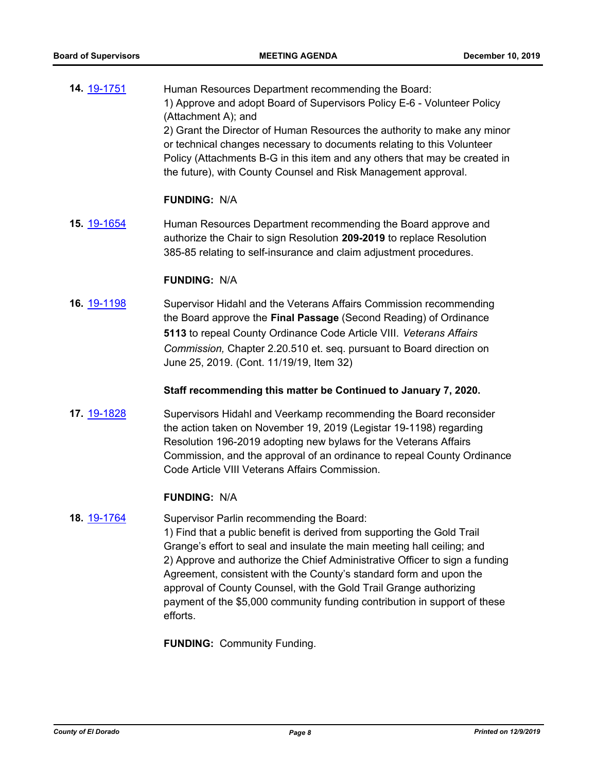**14.** 19-1751 Human Resources Department recommending the Board:
1) Approve and adopt Board of Supervisors Policy E-6 - Volunteer Policy (Attachment A); and
2) Grant the Director of Human Resources the authority to make any minor or technical changes necessary to documents relating to this Volunteer Policy (Attachments B-G in this item and any others that may be created in the future), with County Counsel and Risk Management approval.

**FUNDING:** N/A

**15.** 19-1654 Human Resources Department recommending the Board approve and authorize the Chair to sign Resolution **209-2019** to replace Resolution 385-85 relating to self-insurance and claim adjustment procedures.

**FUNDING:** N/A

**16.** 19-1198 Supervisor Hidahl and the Veterans Affairs Commission recommending the Board approve the **Final Passage** (Second Reading) of Ordinance **5113** to repeal County Ordinance Code Article VIII. *Veterans Affairs Commission,* Chapter 2.20.510 et. seq. pursuant to Board direction on June 25, 2019. (Cont. 11/19/19, Item 32)

**Staff recommending this matter be Continued to January 7, 2020.**

**17.** 19-1828 Supervisors Hidahl and Veerkamp recommending the Board reconsider the action taken on November 19, 2019 (Legistar 19-1198) regarding Resolution 196-2019 adopting new bylaws for the Veterans Affairs Commission, and the approval of an ordinance to repeal County Ordinance Code Article VIII Veterans Affairs Commission.

**FUNDING:** N/A

**18.** 19-1764 Supervisor Parlin recommending the Board:
1) Find that a public benefit is derived from supporting the Gold Trail Grange's effort to seal and insulate the main meeting hall ceiling; and
2) Approve and authorize the Chief Administrative Officer to sign a funding Agreement, consistent with the County's standard form and upon the approval of County Counsel, with the Gold Trail Grange authorizing payment of the $5,000 community funding contribution in support of these efforts.

**FUNDING:** Community Funding.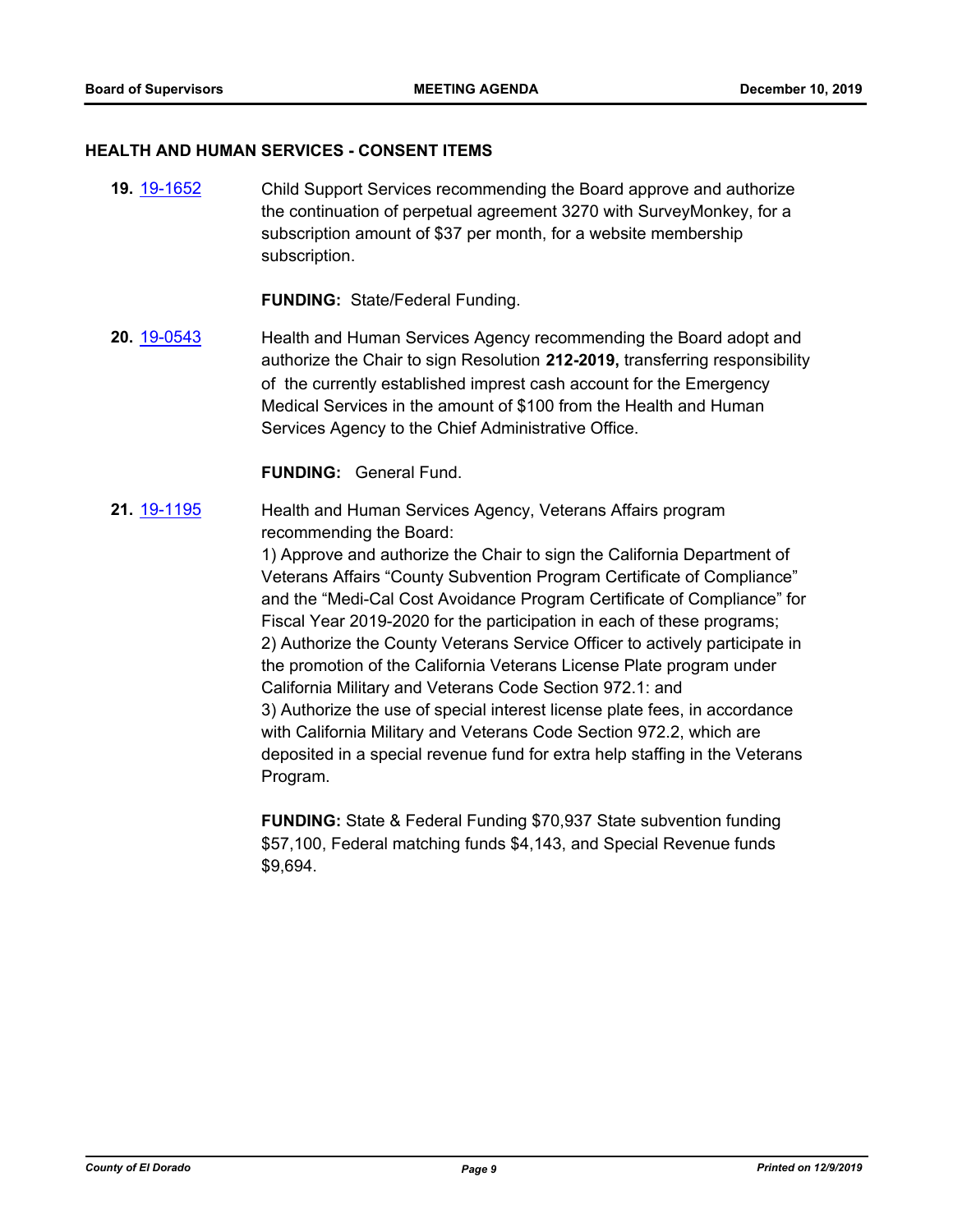## HEALTH AND HUMAN SERVICES - CONSENT ITEMS

**19.** 19-1652

Child Support Services recommending the Board approve and authorize the continuation of perpetual agreement 3270 with SurveyMonkey, for a subscription amount of $37 per month, for a website membership subscription.

**FUNDING:** State/Federal Funding.

**20.** 19-0543

Health and Human Services Agency recommending the Board adopt and authorize the Chair to sign Resolution **212-2019,** transferring responsibility of the currently established imprest cash account for the Emergency Medical Services in the amount of $100 from the Health and Human Services Agency to the Chief Administrative Office.

**FUNDING:** General Fund.

**21.** 19-1195

Health and Human Services Agency, Veterans Affairs program recommending the Board:

1) Approve and authorize the Chair to sign the California Department of Veterans Affairs "County Subvention Program Certificate of Compliance" and the "Medi-Cal Cost Avoidance Program Certificate of Compliance" for Fiscal Year 2019-2020 for the participation in each of these programs;

2) Authorize the County Veterans Service Officer to actively participate in the promotion of the California Veterans License Plate program under California Military and Veterans Code Section 972.1: and

3) Authorize the use of special interest license plate fees, in accordance with California Military and Veterans Code Section 972.2, which are deposited in a special revenue fund for extra help staffing in the Veterans Program.

**FUNDING:** State & Federal Funding $70,937 State subvention funding $57,100, Federal matching funds $4,143, and Special Revenue funds $9,694.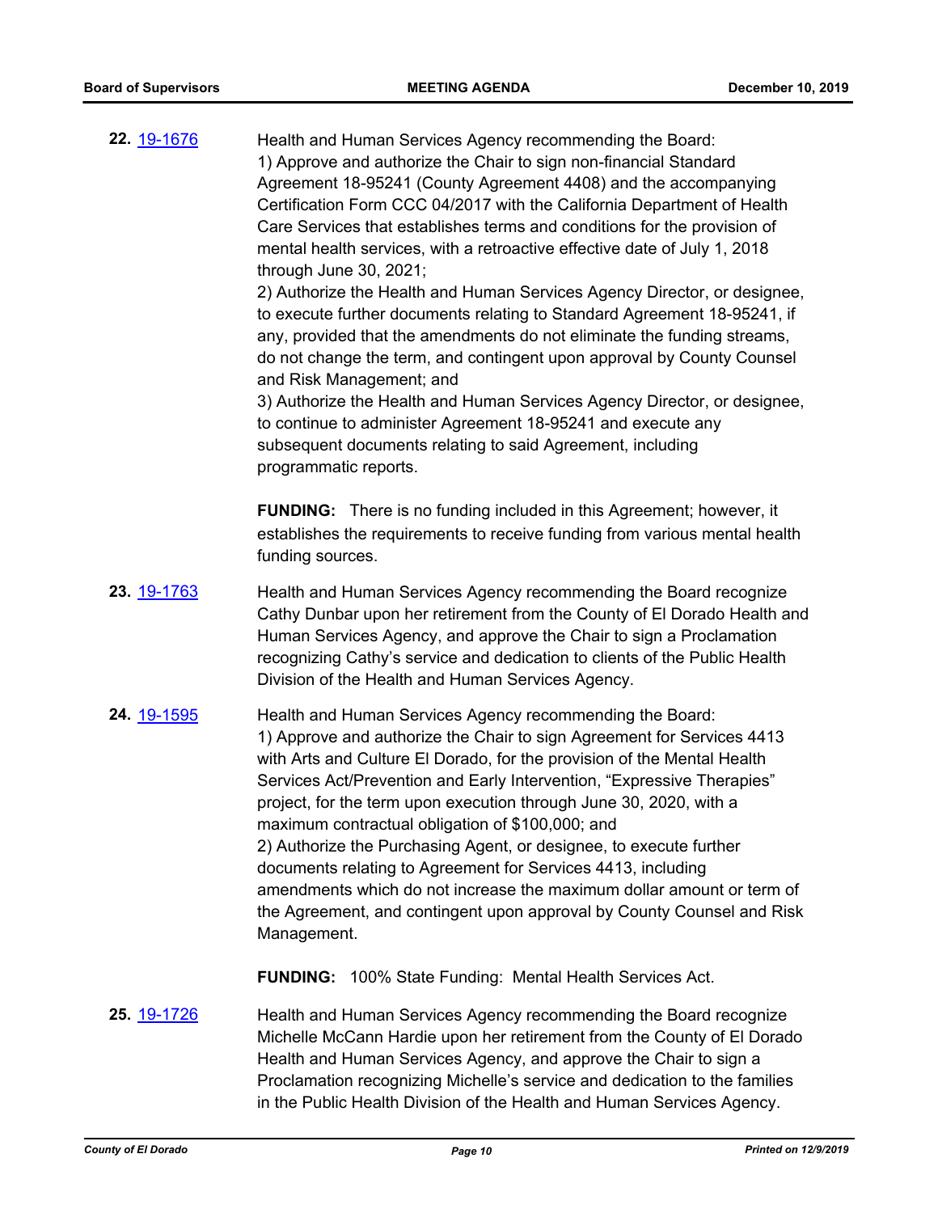**22.** 19-1676

Health and Human Services Agency recommending the Board:
1) Approve and authorize the Chair to sign non-financial Standard Agreement 18-95241 (County Agreement 4408) and the accompanying Certification Form CCC 04/2017 with the California Department of Health Care Services that establishes terms and conditions for the provision of mental health services, with a retroactive effective date of July 1, 2018 through June 30, 2021;
2) Authorize the Health and Human Services Agency Director, or designee, to execute further documents relating to Standard Agreement 18-95241, if any, provided that the amendments do not eliminate the funding streams, do not change the term, and contingent upon approval by County Counsel and Risk Management; and
3) Authorize the Health and Human Services Agency Director, or designee, to continue to administer Agreement 18-95241 and execute any subsequent documents relating to said Agreement, including programmatic reports.

**FUNDING:** There is no funding included in this Agreement; however, it establishes the requirements to receive funding from various mental health funding sources.

**23.** 19-1763

Health and Human Services Agency recommending the Board recognize Cathy Dunbar upon her retirement from the County of El Dorado Health and Human Services Agency, and approve the Chair to sign a Proclamation recognizing Cathy's service and dedication to clients of the Public Health Division of the Health and Human Services Agency.

**24.** 19-1595

Health and Human Services Agency recommending the Board:
1) Approve and authorize the Chair to sign Agreement for Services 4413 with Arts and Culture El Dorado, for the provision of the Mental Health Services Act/Prevention and Early Intervention, "Expressive Therapies" project, for the term upon execution through June 30, 2020, with a maximum contractual obligation of $100,000; and
2) Authorize the Purchasing Agent, or designee, to execute further documents relating to Agreement for Services 4413, including amendments which do not increase the maximum dollar amount or term of the Agreement, and contingent upon approval by County Counsel and Risk Management.

**FUNDING:** 100% State Funding: Mental Health Services Act.

**25.** 19-1726

Health and Human Services Agency recommending the Board recognize Michelle McCann Hardie upon her retirement from the County of El Dorado Health and Human Services Agency, and approve the Chair to sign a Proclamation recognizing Michelle's service and dedication to the families in the Public Health Division of the Health and Human Services Agency.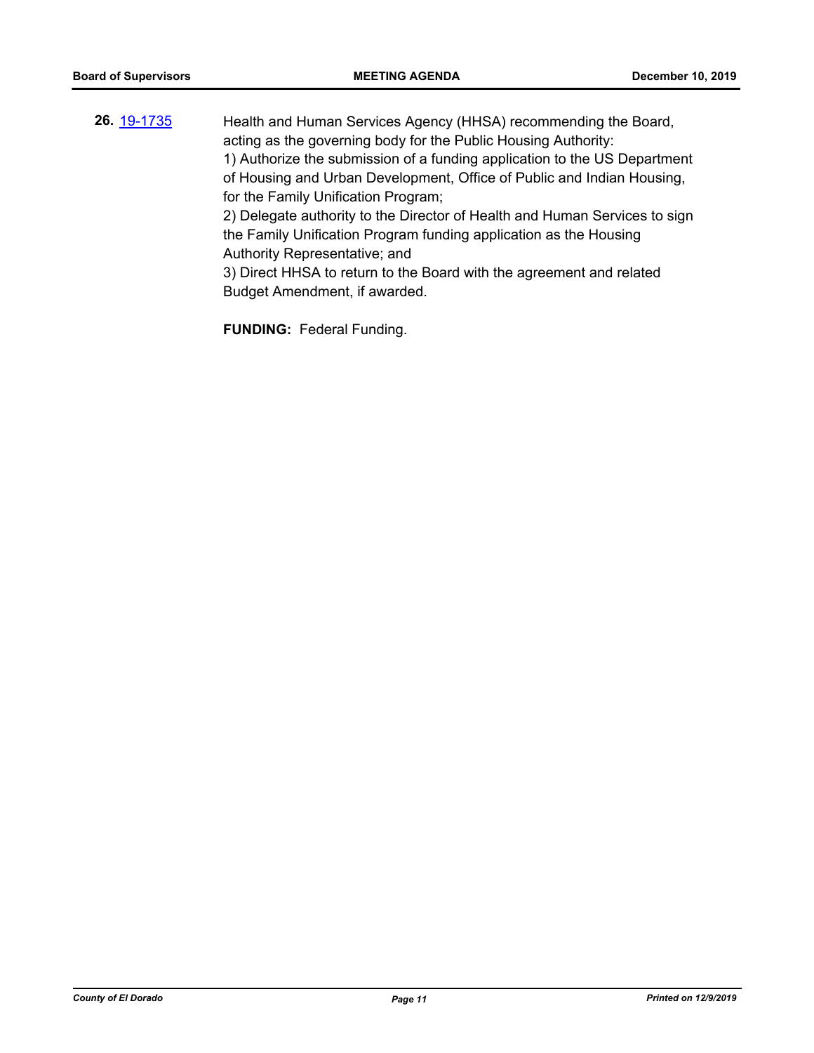**26.** [19-1735]

Health and Human Services Agency (HHSA) recommending the Board, acting as the governing body for the Public Housing Authority:
1) Authorize the submission of a funding application to the US Department of Housing and Urban Development, Office of Public and Indian Housing, for the Family Unification Program;
2) Delegate authority to the Director of Health and Human Services to sign the Family Unification Program funding application as the Housing Authority Representative; and
3) Direct HHSA to return to the Board with the agreement and related Budget Amendment, if awarded.

**FUNDING:** Federal Funding.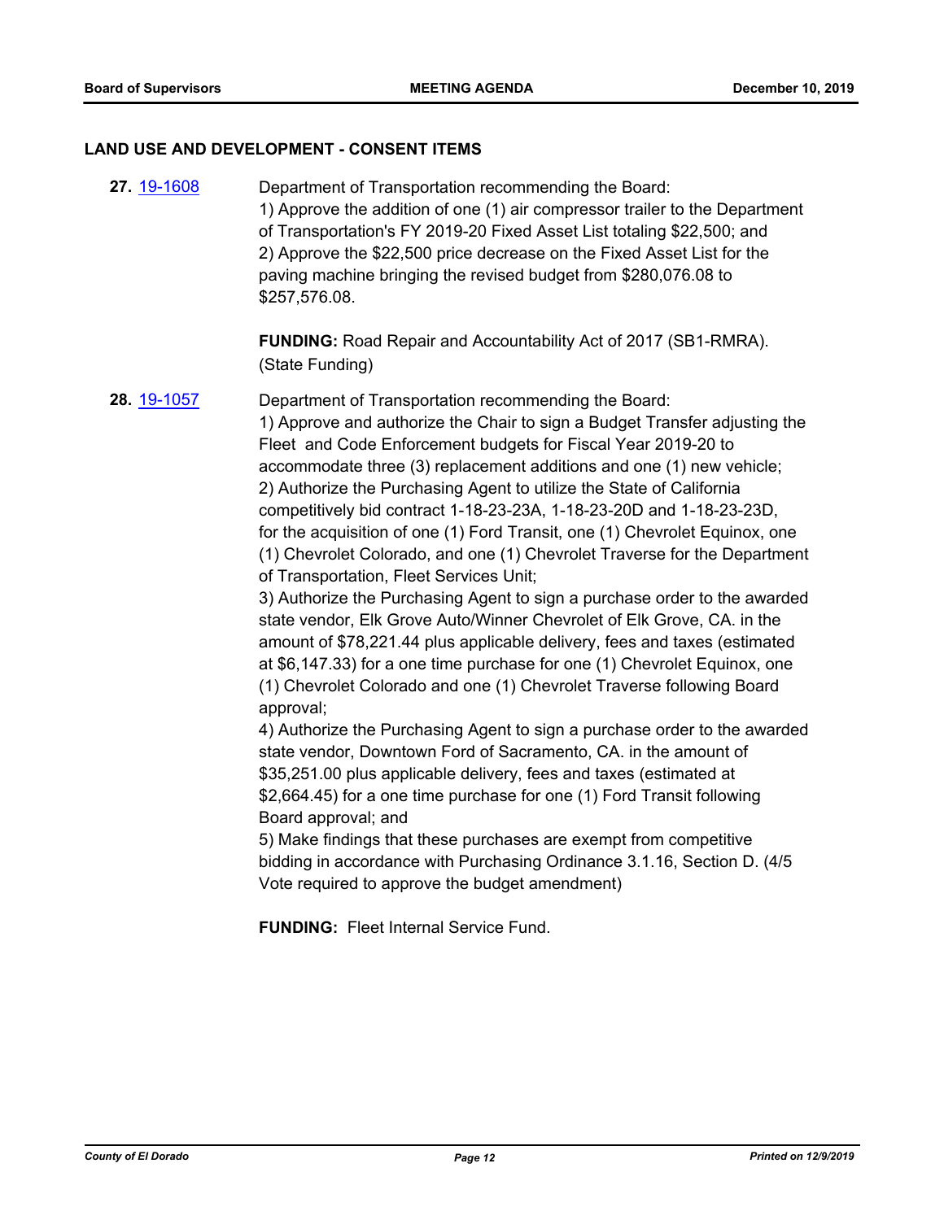## LAND USE AND DEVELOPMENT - CONSENT ITEMS

**27.** 19-1608

Department of Transportation recommending the Board:
1) Approve the addition of one (1) air compressor trailer to the Department of Transportation's FY 2019-20 Fixed Asset List totaling $22,500; and
2) Approve the $22,500 price decrease on the Fixed Asset List for the paving machine bringing the revised budget from $280,076.08 to $257,576.08.

**FUNDING:** Road Repair and Accountability Act of 2017 (SB1-RMRA). (State Funding)

**28.** 19-1057

Department of Transportation recommending the Board:
1) Approve and authorize the Chair to sign a Budget Transfer adjusting the Fleet and Code Enforcement budgets for Fiscal Year 2019-20 to accommodate three (3) replacement additions and one (1) new vehicle;
2) Authorize the Purchasing Agent to utilize the State of California competitively bid contract 1-18-23-23A, 1-18-23-20D and 1-18-23-23D, for the acquisition of one (1) Ford Transit, one (1) Chevrolet Equinox, one (1) Chevrolet Colorado, and one (1) Chevrolet Traverse for the Department of Transportation, Fleet Services Unit;
3) Authorize the Purchasing Agent to sign a purchase order to the awarded state vendor, Elk Grove Auto/Winner Chevrolet of Elk Grove, CA. in the amount of $78,221.44 plus applicable delivery, fees and taxes (estimated at $6,147.33) for a one time purchase for one (1) Chevrolet Equinox, one (1) Chevrolet Colorado and one (1) Chevrolet Traverse following Board approval;
4) Authorize the Purchasing Agent to sign a purchase order to the awarded state vendor, Downtown Ford of Sacramento, CA. in the amount of $35,251.00 plus applicable delivery, fees and taxes (estimated at $2,664.45) for a one time purchase for one (1) Ford Transit following Board approval; and
5) Make findings that these purchases are exempt from competitive bidding in accordance with Purchasing Ordinance 3.1.16, Section D. (4/5 Vote required to approve the budget amendment)

**FUNDING:** Fleet Internal Service Fund.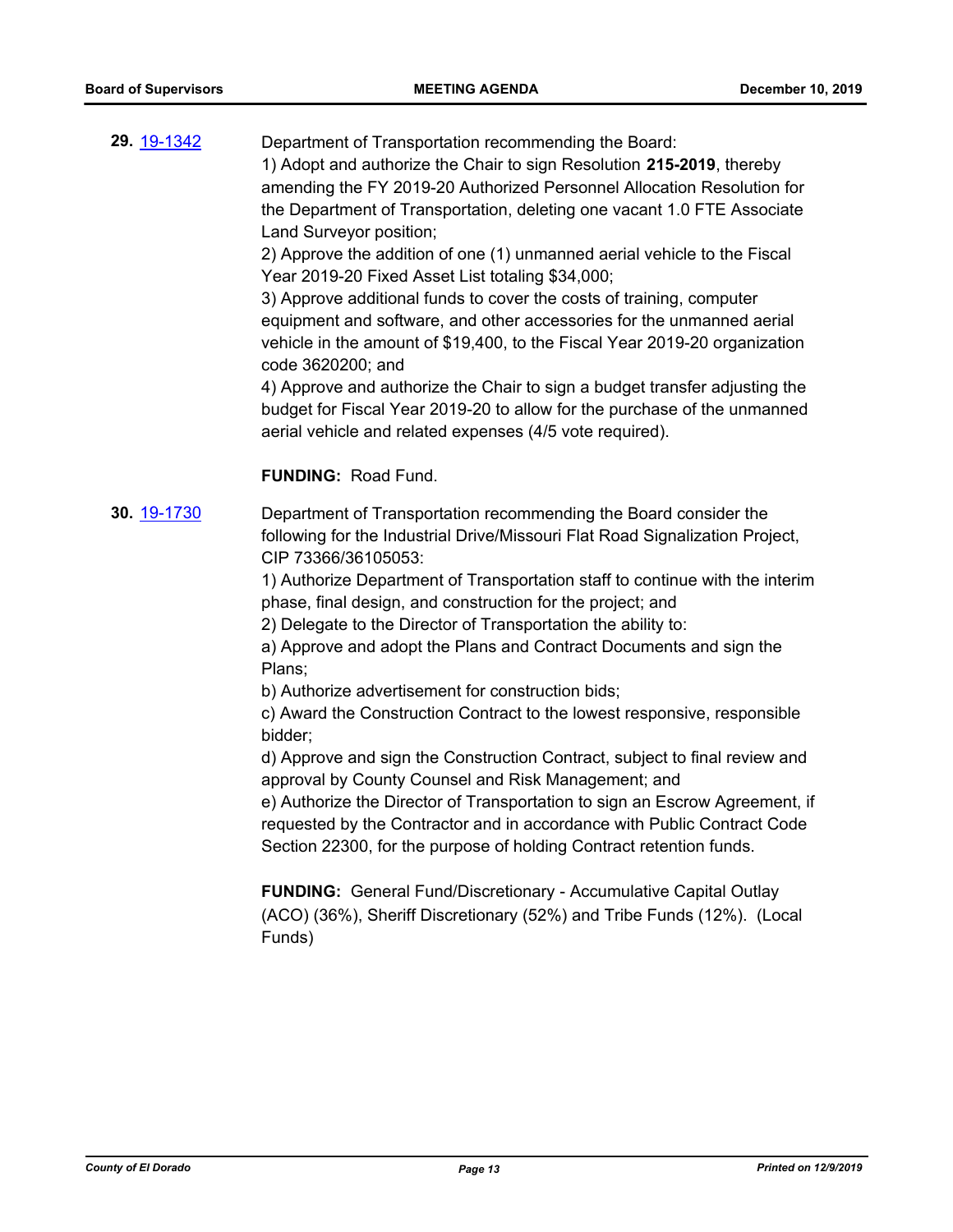**29.** 19-1342

Department of Transportation recommending the Board:
1) Adopt and authorize the Chair to sign Resolution **215-2019**, thereby amending the FY 2019-20 Authorized Personnel Allocation Resolution for the Department of Transportation, deleting one vacant 1.0 FTE Associate Land Surveyor position;
2) Approve the addition of one (1) unmanned aerial vehicle to the Fiscal Year 2019-20 Fixed Asset List totaling $34,000;
3) Approve additional funds to cover the costs of training, computer equipment and software, and other accessories for the unmanned aerial vehicle in the amount of $19,400, to the Fiscal Year 2019-20 organization code 3620200; and
4) Approve and authorize the Chair to sign a budget transfer adjusting the budget for Fiscal Year 2019-20 to allow for the purchase of the unmanned aerial vehicle and related expenses (4/5 vote required).

**FUNDING:** Road Fund.

**30.** 19-1730

Department of Transportation recommending the Board consider the following for the Industrial Drive/Missouri Flat Road Signalization Project, CIP 73366/36105053:
1) Authorize Department of Transportation staff to continue with the interim phase, final design, and construction for the project; and
2) Delegate to the Director of Transportation the ability to:
a) Approve and adopt the Plans and Contract Documents and sign the Plans;
b) Authorize advertisement for construction bids;
c) Award the Construction Contract to the lowest responsive, responsible bidder;
d) Approve and sign the Construction Contract, subject to final review and approval by County Counsel and Risk Management; and
e) Authorize the Director of Transportation to sign an Escrow Agreement, if requested by the Contractor and in accordance with Public Contract Code Section 22300, for the purpose of holding Contract retention funds.

**FUNDING:** General Fund/Discretionary - Accumulative Capital Outlay (ACO) (36%), Sheriff Discretionary (52%) and Tribe Funds (12%). (Local Funds)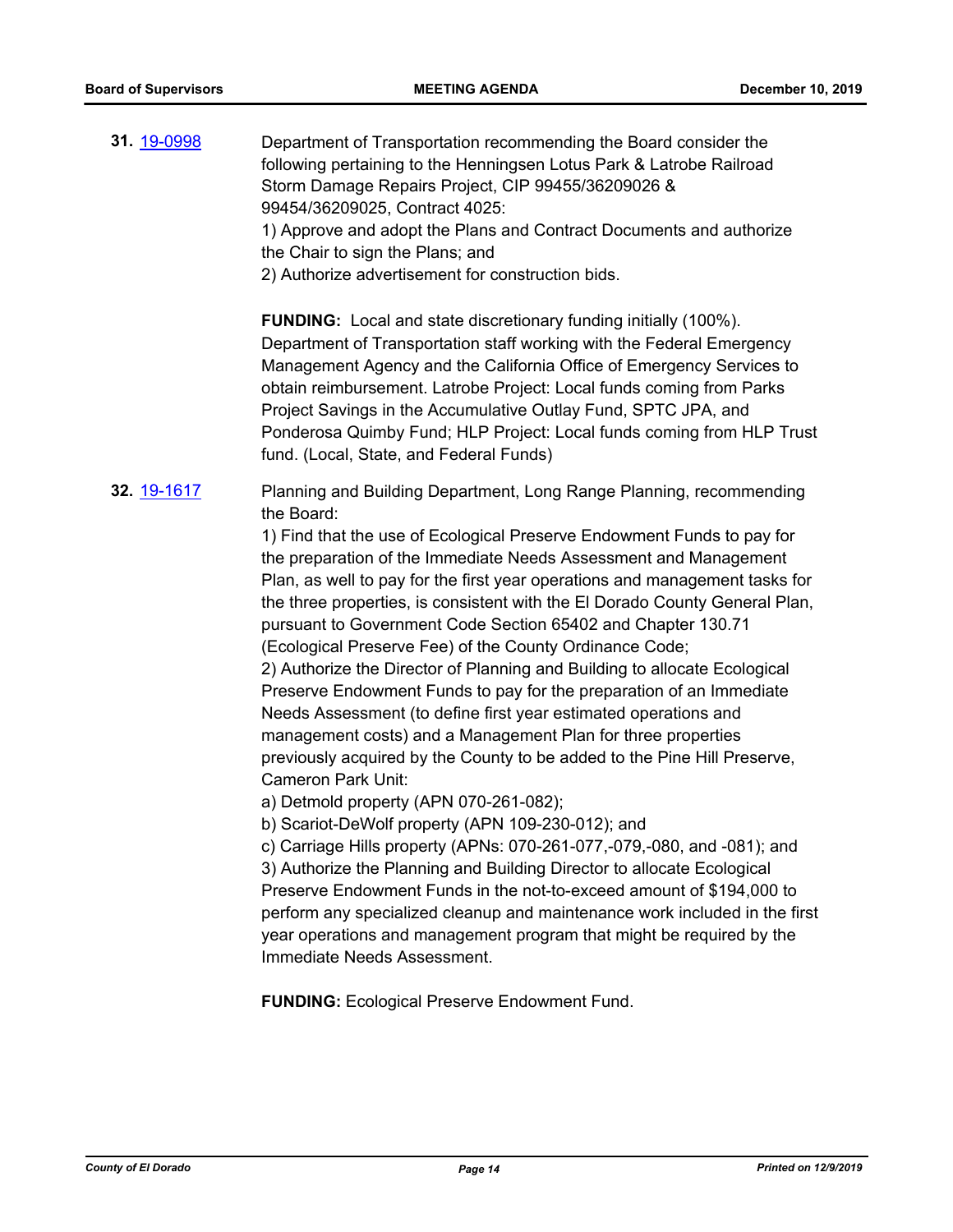**31.** [19-0998](#)

Department of Transportation recommending the Board consider the following pertaining to the Henningsen Lotus Park & Latrobe Railroad Storm Damage Repairs Project, CIP 99455/36209026 & 99454/36209025, Contract 4025:

1) Approve and adopt the Plans and Contract Documents and authorize the Chair to sign the Plans; and

2) Authorize advertisement for construction bids.

**FUNDING:** Local and state discretionary funding initially (100%). Department of Transportation staff working with the Federal Emergency Management Agency and the California Office of Emergency Services to obtain reimbursement. Latrobe Project: Local funds coming from Parks Project Savings in the Accumulative Outlay Fund, SPTC JPA, and Ponderosa Quimby Fund; HLP Project: Local funds coming from HLP Trust fund. (Local, State, and Federal Funds)

**32.** [19-1617](#)

Planning and Building Department, Long Range Planning, recommending the Board:

1) Find that the use of Ecological Preserve Endowment Funds to pay for the preparation of the Immediate Needs Assessment and Management Plan, as well to pay for the first year operations and management tasks for the three properties, is consistent with the El Dorado County General Plan, pursuant to Government Code Section 65402 and Chapter 130.71 (Ecological Preserve Fee) of the County Ordinance Code;

2) Authorize the Director of Planning and Building to allocate Ecological Preserve Endowment Funds to pay for the preparation of an Immediate Needs Assessment (to define first year estimated operations and management costs) and a Management Plan for three properties previously acquired by the County to be added to the Pine Hill Preserve, Cameron Park Unit:

a) Detmold property (APN 070-261-082);

b) Scariot-DeWolf property (APN 109-230-012); and

c) Carriage Hills property (APNs: 070-261-077,-079,-080, and -081); and

3) Authorize the Planning and Building Director to allocate Ecological Preserve Endowment Funds in the not-to-exceed amount of $194,000 to perform any specialized cleanup and maintenance work included in the first year operations and management program that might be required by the Immediate Needs Assessment.

**FUNDING:** Ecological Preserve Endowment Fund.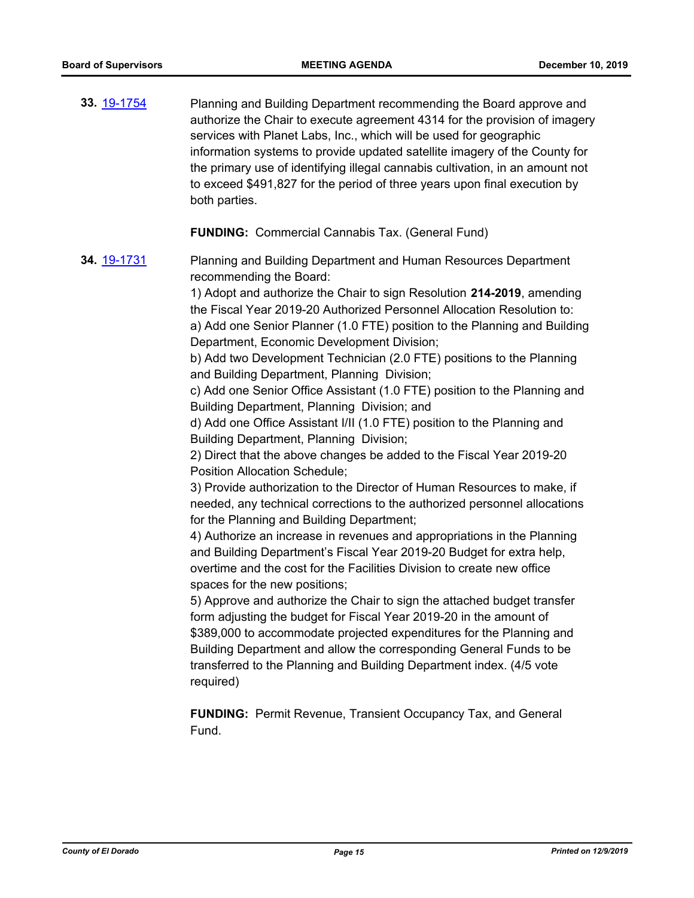**33.** [19-1754](19-1754)

Planning and Building Department recommending the Board approve and authorize the Chair to execute agreement 4314 for the provision of imagery services with Planet Labs, Inc., which will be used for geographic information systems to provide updated satellite imagery of the County for the primary use of identifying illegal cannabis cultivation, in an amount not to exceed $491,827 for the period of three years upon final execution by both parties.

**FUNDING:** Commercial Cannabis Tax. (General Fund)

**34.** [19-1731](19-1731)

Planning and Building Department and Human Resources Department recommending the Board:

1) Adopt and authorize the Chair to sign Resolution **214-2019**, amending the Fiscal Year 2019-20 Authorized Personnel Allocation Resolution to:

a) Add one Senior Planner (1.0 FTE) position to the Planning and Building Department, Economic Development Division;

b) Add two Development Technician (2.0 FTE) positions to the Planning and Building Department, Planning Division;

c) Add one Senior Office Assistant (1.0 FTE) position to the Planning and Building Department, Planning Division; and

d) Add one Office Assistant I/II (1.0 FTE) position to the Planning and Building Department, Planning Division;

2) Direct that the above changes be added to the Fiscal Year 2019-20 Position Allocation Schedule;

3) Provide authorization to the Director of Human Resources to make, if needed, any technical corrections to the authorized personnel allocations for the Planning and Building Department;

4) Authorize an increase in revenues and appropriations in the Planning and Building Department's Fiscal Year 2019-20 Budget for extra help, overtime and the cost for the Facilities Division to create new office spaces for the new positions;

5) Approve and authorize the Chair to sign the attached budget transfer form adjusting the budget for Fiscal Year 2019-20 in the amount of $389,000 to accommodate projected expenditures for the Planning and Building Department and allow the corresponding General Funds to be transferred to the Planning and Building Department index. (4/5 vote required)

**FUNDING:** Permit Revenue, Transient Occupancy Tax, and General Fund.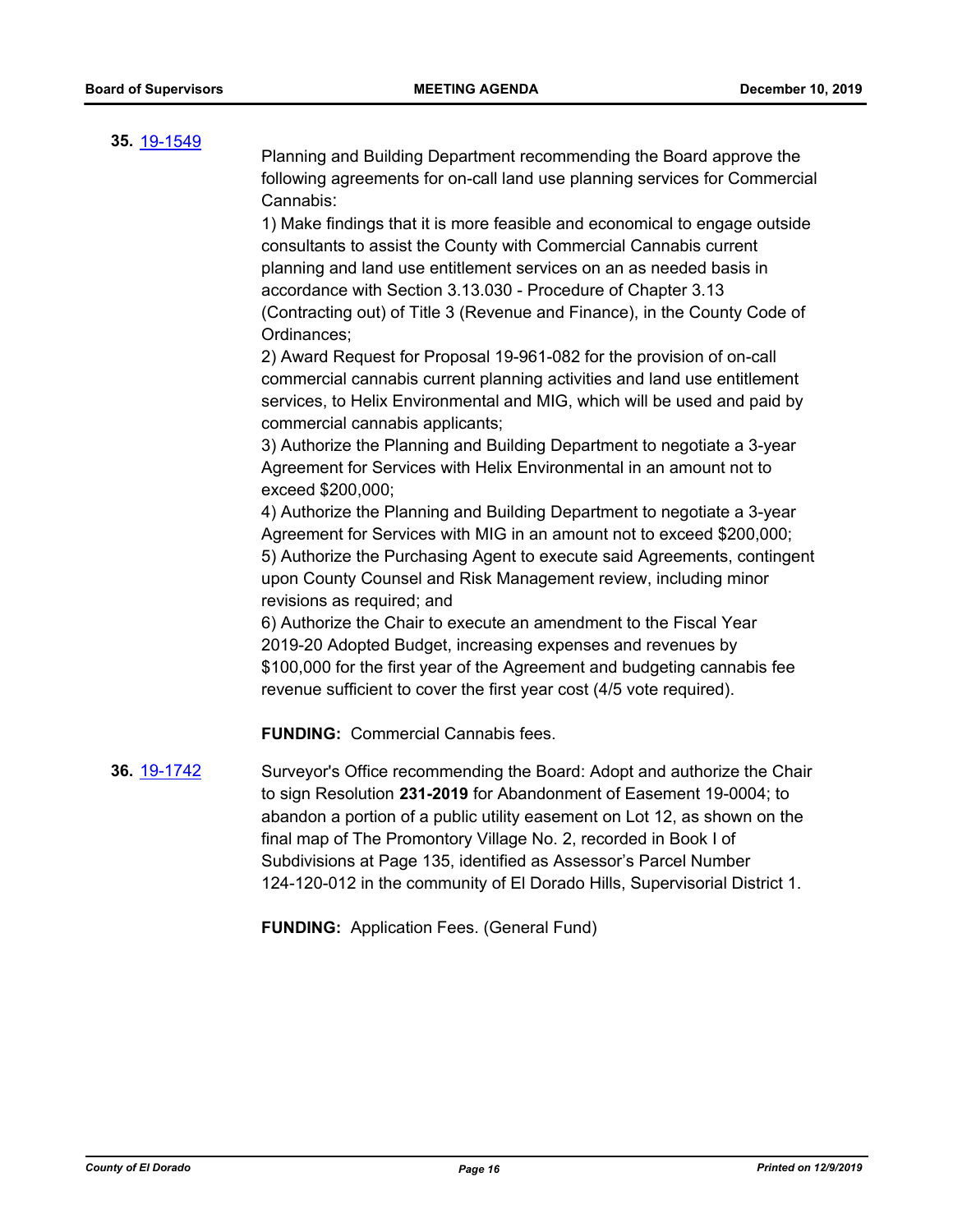**35.** 19-1549

Planning and Building Department recommending the Board approve the following agreements for on-call land use planning services for Commercial Cannabis:

1) Make findings that it is more feasible and economical to engage outside consultants to assist the County with Commercial Cannabis current planning and land use entitlement services on an as needed basis in accordance with Section 3.13.030 - Procedure of Chapter 3.13 (Contracting out) of Title 3 (Revenue and Finance), in the County Code of Ordinances;

2) Award Request for Proposal 19-961-082 for the provision of on-call commercial cannabis current planning activities and land use entitlement services, to Helix Environmental and MIG, which will be used and paid by commercial cannabis applicants;

3) Authorize the Planning and Building Department to negotiate a 3-year Agreement for Services with Helix Environmental in an amount not to exceed $200,000;

4) Authorize the Planning and Building Department to negotiate a 3-year Agreement for Services with MIG in an amount not to exceed $200,000;

5) Authorize the Purchasing Agent to execute said Agreements, contingent upon County Counsel and Risk Management review, including minor revisions as required; and

6) Authorize the Chair to execute an amendment to the Fiscal Year 2019-20 Adopted Budget, increasing expenses and revenues by $100,000 for the first year of the Agreement and budgeting cannabis fee revenue sufficient to cover the first year cost (4/5 vote required).

**FUNDING:** Commercial Cannabis fees.

**36.** 19-1742

Surveyor's Office recommending the Board: Adopt and authorize the Chair to sign Resolution **231-2019** for Abandonment of Easement 19-0004; to abandon a portion of a public utility easement on Lot 12, as shown on the final map of The Promontory Village No. 2, recorded in Book I of Subdivisions at Page 135, identified as Assessor's Parcel Number 124-120-012 in the community of El Dorado Hills, Supervisorial District 1.

**FUNDING:** Application Fees. (General Fund)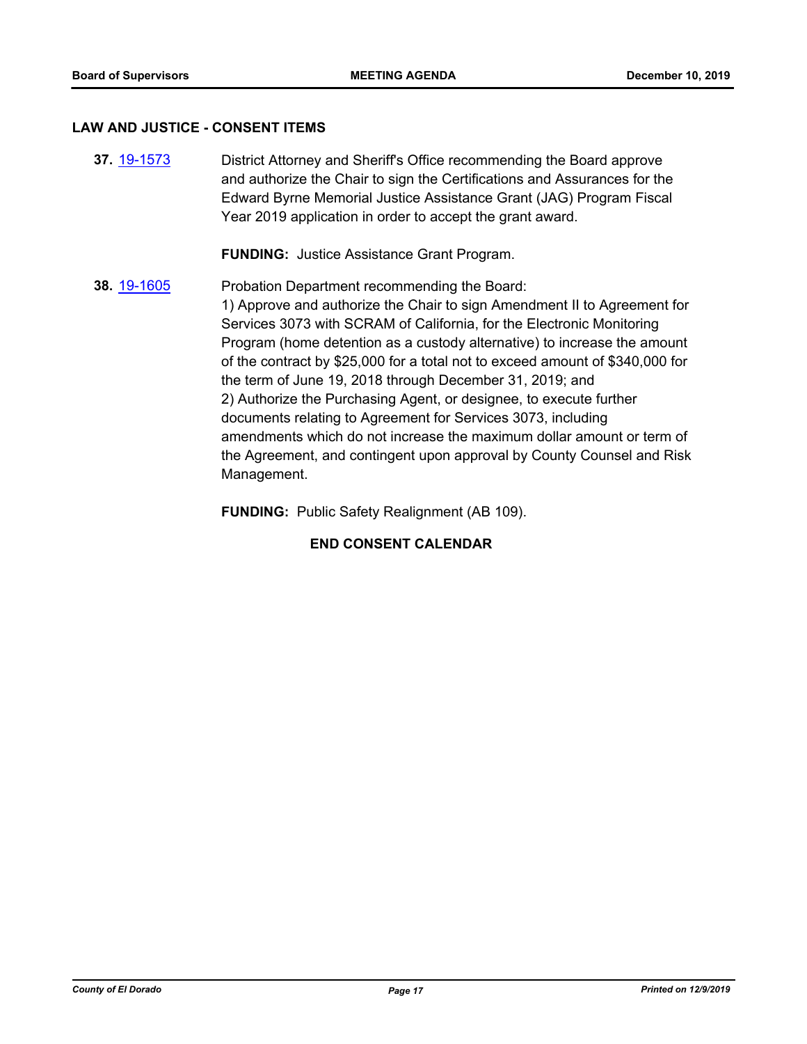## LAW AND JUSTICE - CONSENT ITEMS

**37.** [19-1573](19-1573) District Attorney and Sheriff's Office recommending the Board approve and authorize the Chair to sign the Certifications and Assurances for the Edward Byrne Memorial Justice Assistance Grant (JAG) Program Fiscal Year 2019 application in order to accept the grant award.

**FUNDING:** Justice Assistance Grant Program.

**38.** [19-1605](19-1605) Probation Department recommending the Board:
1) Approve and authorize the Chair to sign Amendment II to Agreement for Services 3073 with SCRAM of California, for the Electronic Monitoring Program (home detention as a custody alternative) to increase the amount of the contract by $25,000 for a total not to exceed amount of $340,000 for the term of June 19, 2018 through December 31, 2019; and
2) Authorize the Purchasing Agent, or designee, to execute further documents relating to Agreement for Services 3073, including amendments which do not increase the maximum dollar amount or term of the Agreement, and contingent upon approval by County Counsel and Risk Management.

**FUNDING:** Public Safety Realignment (AB 109).

**END CONSENT CALENDAR**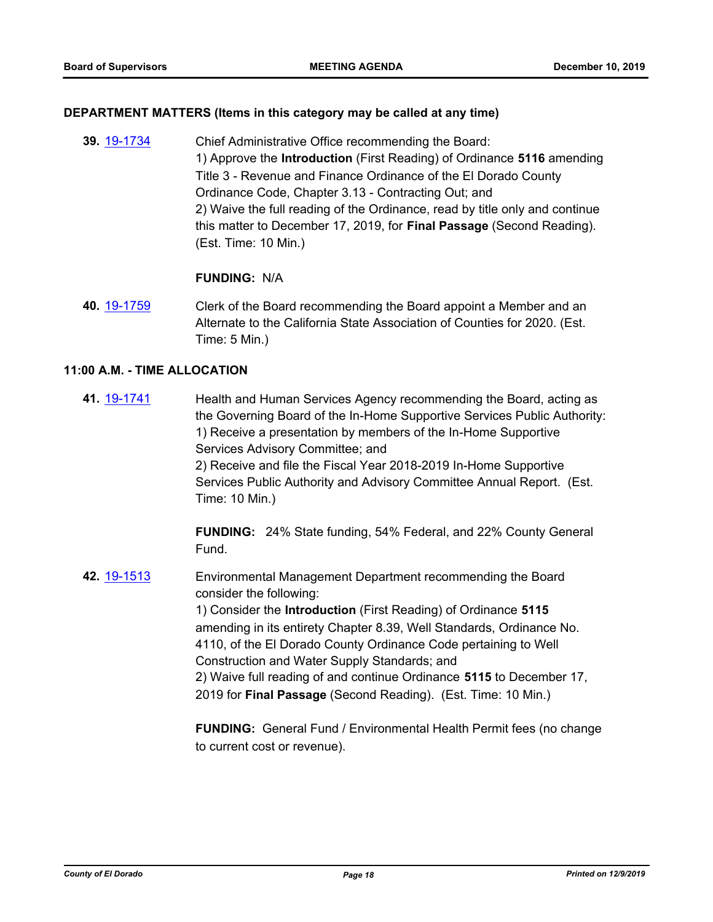## DEPARTMENT MATTERS (Items in this category may be called at any time)

**39.** 19-1734 Chief Administrative Office recommending the Board:
1) Approve the **Introduction** (First Reading) of Ordinance **5116** amending Title 3 - Revenue and Finance Ordinance of the El Dorado County Ordinance Code, Chapter 3.13 - Contracting Out; and
2) Waive the full reading of the Ordinance, read by title only and continue this matter to December 17, 2019, for **Final Passage** (Second Reading). (Est. Time: 10 Min.)

**FUNDING:** N/A

**40.** 19-1759 Clerk of the Board recommending the Board appoint a Member and an Alternate to the California State Association of Counties for 2020. (Est. Time: 5 Min.)

## 11:00 A.M. - TIME ALLOCATION

**41.** 19-1741 Health and Human Services Agency recommending the Board, acting as the Governing Board of the In-Home Supportive Services Public Authority:
1) Receive a presentation by members of the In-Home Supportive Services Advisory Committee; and
2) Receive and file the Fiscal Year 2018-2019 In-Home Supportive Services Public Authority and Advisory Committee Annual Report. (Est. Time: 10 Min.)

**FUNDING:** 24% State funding, 54% Federal, and 22% County General Fund.

**42.** 19-1513 Environmental Management Department recommending the Board consider the following:
1) Consider the **Introduction** (First Reading) of Ordinance **5115** amending in its entirety Chapter 8.39, Well Standards, Ordinance No. 4110, of the El Dorado County Ordinance Code pertaining to Well Construction and Water Supply Standards; and
2) Waive full reading of and continue Ordinance **5115** to December 17, 2019 for **Final Passage** (Second Reading). (Est. Time: 10 Min.)

**FUNDING:** General Fund / Environmental Health Permit fees (no change to current cost or revenue).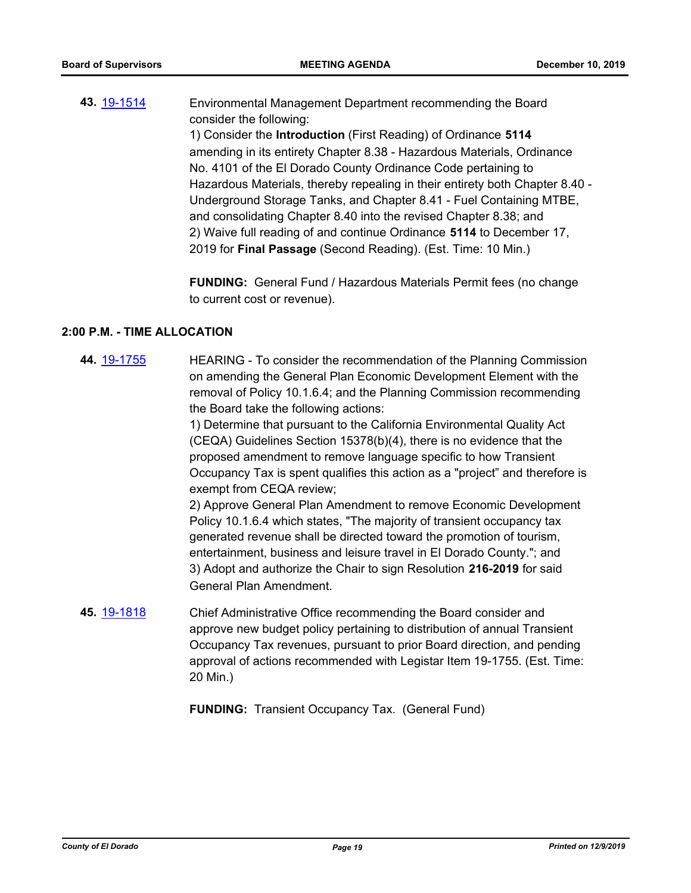**43.** 19-1514 Environmental Management Department recommending the Board consider the following:

1) Consider the **Introduction** (First Reading) of Ordinance **5114** amending in its entirety Chapter 8.38 - Hazardous Materials, Ordinance No. 4101 of the El Dorado County Ordinance Code pertaining to Hazardous Materials, thereby repealing in their entirety both Chapter 8.40 - Underground Storage Tanks, and Chapter 8.41 - Fuel Containing MTBE, and consolidating Chapter 8.40 into the revised Chapter 8.38; and
2) Waive full reading of and continue Ordinance **5114** to December 17, 2019 for **Final Passage** (Second Reading). (Est. Time: 10 Min.)

**FUNDING:** General Fund / Hazardous Materials Permit fees (no change to current cost or revenue).

### 2:00 P.M. - TIME ALLOCATION

**44.** 19-1755 HEARING - To consider the recommendation of the Planning Commission on amending the General Plan Economic Development Element with the removal of Policy 10.1.6.4; and the Planning Commission recommending the Board take the following actions:

1) Determine that pursuant to the California Environmental Quality Act (CEQA) Guidelines Section 15378(b)(4), there is no evidence that the proposed amendment to remove language specific to how Transient Occupancy Tax is spent qualifies this action as a "project" and therefore is exempt from CEQA review;
2) Approve General Plan Amendment to remove Economic Development Policy 10.1.6.4 which states, "The majority of transient occupancy tax generated revenue shall be directed toward the promotion of tourism, entertainment, business and leisure travel in El Dorado County."; and
3) Adopt and authorize the Chair to sign Resolution **216-2019** for said General Plan Amendment.

**45.** 19-1818 Chief Administrative Office recommending the Board consider and approve new budget policy pertaining to distribution of annual Transient Occupancy Tax revenues, pursuant to prior Board direction, and pending approval of actions recommended with Legistar Item 19-1755. (Est. Time: 20 Min.)

**FUNDING:** Transient Occupancy Tax. (General Fund)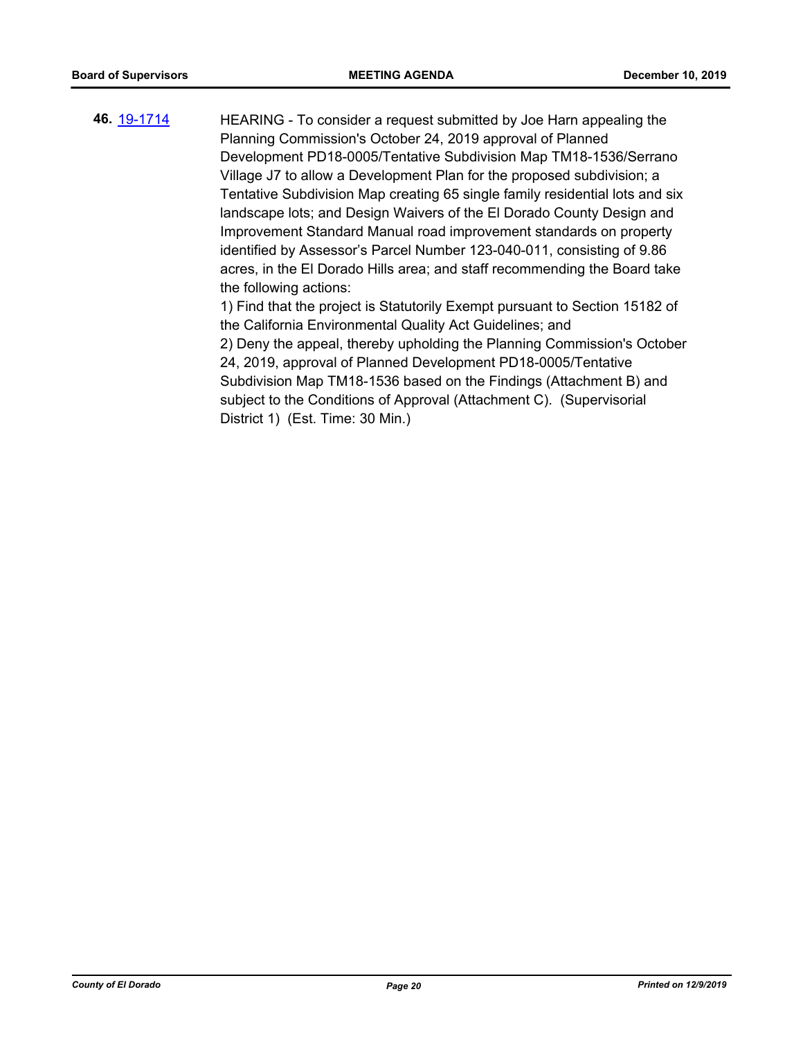**46.** 19-1714 HEARING - To consider a request submitted by Joe Harn appealing the Planning Commission's October 24, 2019 approval of Planned Development PD18-0005/Tentative Subdivision Map TM18-1536/Serrano Village J7 to allow a Development Plan for the proposed subdivision; a Tentative Subdivision Map creating 65 single family residential lots and six landscape lots; and Design Waivers of the El Dorado County Design and Improvement Standard Manual road improvement standards on property identified by Assessor's Parcel Number 123-040-011, consisting of 9.86 acres, in the El Dorado Hills area; and staff recommending the Board take the following actions:

1) Find that the project is Statutorily Exempt pursuant to Section 15182 of the California Environmental Quality Act Guidelines; and

2) Deny the appeal, thereby upholding the Planning Commission's October 24, 2019, approval of Planned Development PD18-0005/Tentative Subdivision Map TM18-1536 based on the Findings (Attachment B) and subject to the Conditions of Approval (Attachment C). (Supervisorial District 1) (Est. Time: 30 Min.)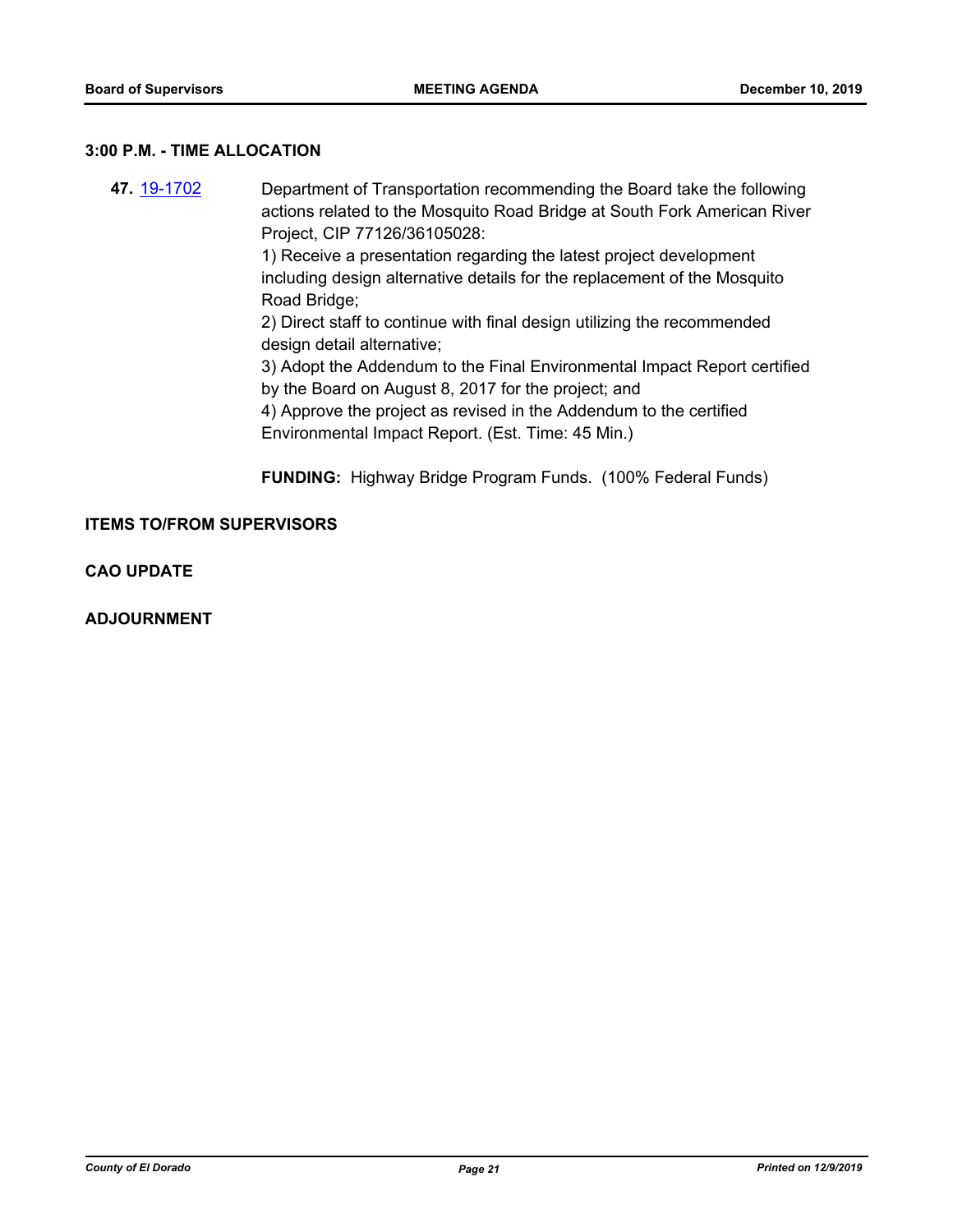### 3:00 P.M. - TIME ALLOCATION

**47.** [19-1702](19-1702) Department of Transportation recommending the Board take the following actions related to the Mosquito Road Bridge at South Fork American River Project, CIP 77126/36105028:

1) Receive a presentation regarding the latest project development including design alternative details for the replacement of the Mosquito Road Bridge;
2) Direct staff to continue with final design utilizing the recommended design detail alternative;
3) Adopt the Addendum to the Final Environmental Impact Report certified by the Board on August 8, 2017 for the project; and
4) Approve the project as revised in the Addendum to the certified Environmental Impact Report. (Est. Time: 45 Min.)

**FUNDING:** Highway Bridge Program Funds. (100% Federal Funds)

### ITEMS TO/FROM SUPERVISORS

### CAO UPDATE

### ADJOURNMENT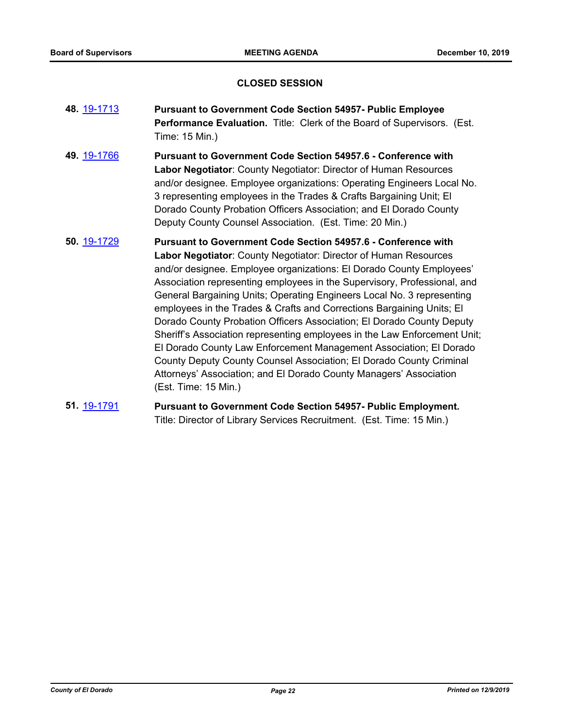## CLOSED SESSION

**48.** 19-1713 **Pursuant to Government Code Section 54957- Public Employee Performance Evaluation.** Title: Clerk of the Board of Supervisors. (Est. Time: 15 Min.)

**49.** 19-1766 **Pursuant to Government Code Section 54957.6 - Conference with Labor Negotiator**: County Negotiator: Director of Human Resources and/or designee. Employee organizations: Operating Engineers Local No. 3 representing employees in the Trades & Crafts Bargaining Unit; El Dorado County Probation Officers Association; and El Dorado County Deputy County Counsel Association. (Est. Time: 20 Min.)

**50.** 19-1729 **Pursuant to Government Code Section 54957.6 - Conference with Labor Negotiator**: County Negotiator: Director of Human Resources and/or designee. Employee organizations: El Dorado County Employees' Association representing employees in the Supervisory, Professional, and General Bargaining Units; Operating Engineers Local No. 3 representing employees in the Trades & Crafts and Corrections Bargaining Units; El Dorado County Probation Officers Association; El Dorado County Deputy Sheriff's Association representing employees in the Law Enforcement Unit; El Dorado County Law Enforcement Management Association; El Dorado County Deputy County Counsel Association; El Dorado County Criminal Attorneys' Association; and El Dorado County Managers' Association (Est. Time: 15 Min.)

**51.** 19-1791 **Pursuant to Government Code Section 54957- Public Employment.** Title: Director of Library Services Recruitment. (Est. Time: 15 Min.)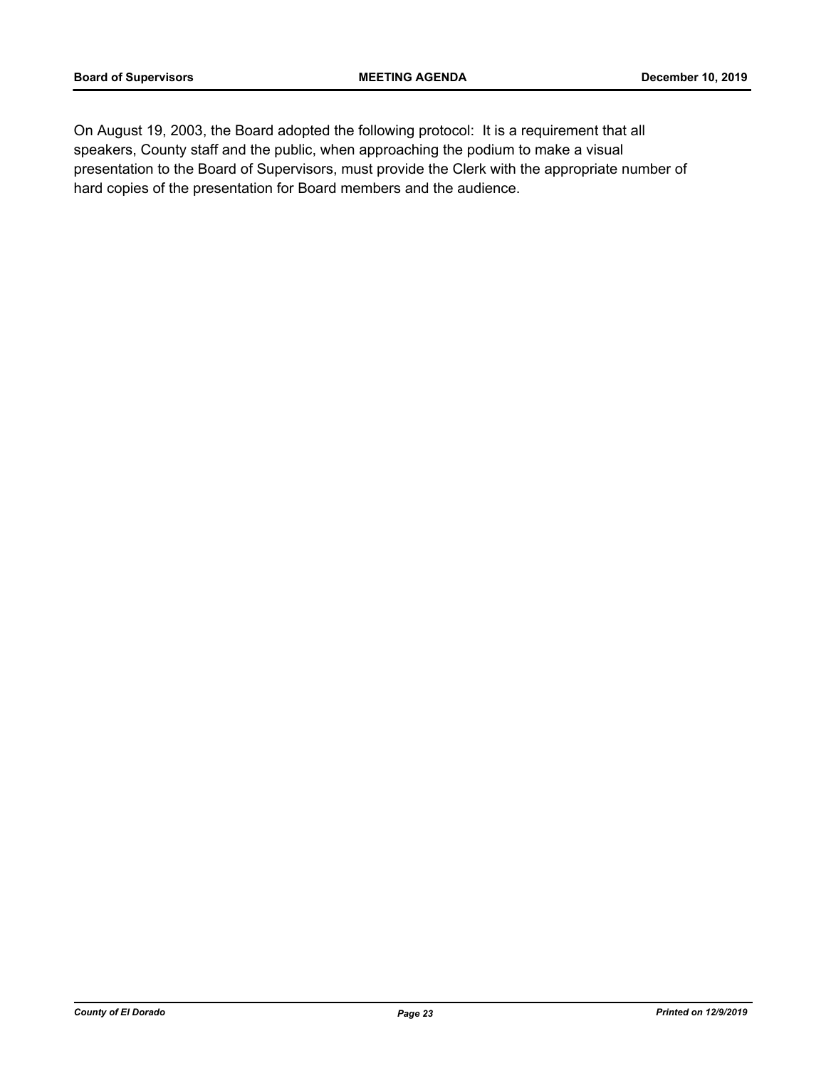On August 19, 2003, the Board adopted the following protocol: It is a requirement that all speakers, County staff and the public, when approaching the podium to make a visual presentation to the Board of Supervisors, must provide the Clerk with the appropriate number of hard copies of the presentation for Board members and the audience.